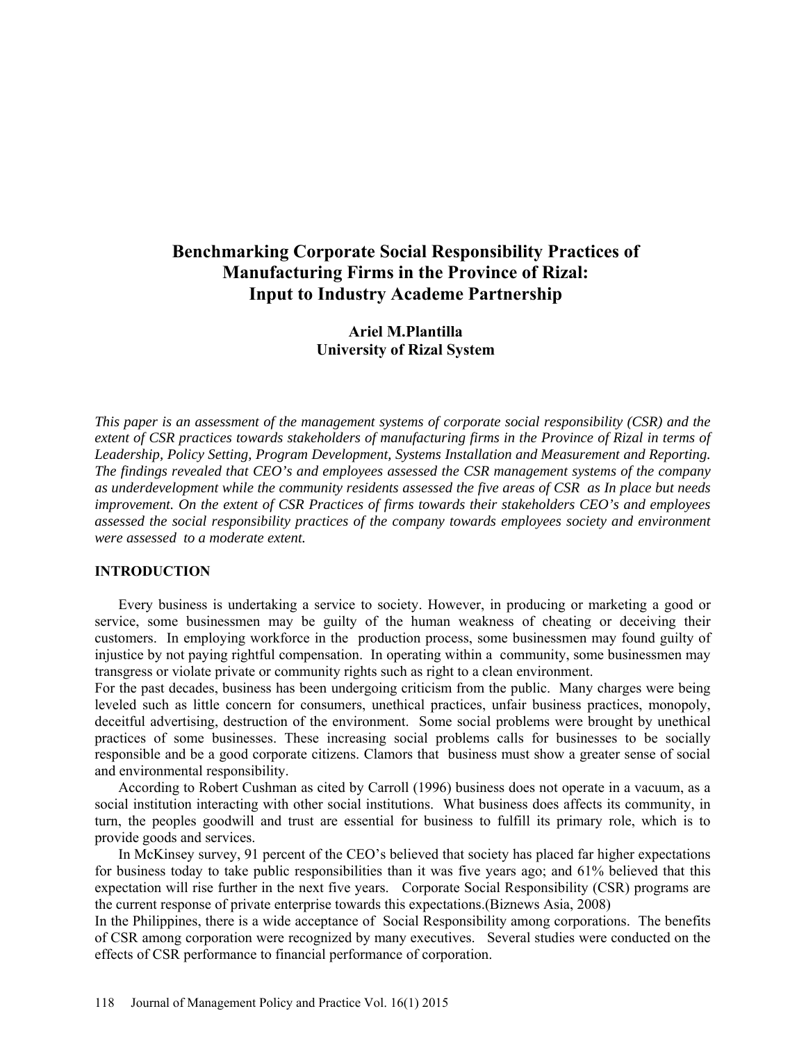# Benchmarking Corporate Social Responsibility Practices of Manufacturing Firms in the Province of Rizal: Input to Industry Academe Partnership

**Ariel M.Plantilla**
**University of Rizal System**

*This paper is an assessment of the management systems of corporate social responsibility (CSR) and the extent of CSR practices towards stakeholders of manufacturing firms in the Province of Rizal in terms of Leadership, Policy Setting, Program Development, Systems Installation and Measurement and Reporting. The findings revealed that CEO's and employees assessed the CSR management systems of the company as underdevelopment while the community residents assessed the five areas of CSR as In place but needs improvement. On the extent of CSR Practices of firms towards their stakeholders CEO's and employees assessed the social responsibility practices of the company towards employees society and environment were assessed to a moderate extent.*

## INTRODUCTION

Every business is undertaking a service to society. However, in producing or marketing a good or service, some businessmen may be guilty of the human weakness of cheating or deceiving their customers. In employing workforce in the production process, some businessmen may found guilty of injustice by not paying rightful compensation. In operating within a community, some businessmen may transgress or violate private or community rights such as right to a clean environment.

For the past decades, business has been undergoing criticism from the public. Many charges were being leveled such as little concern for consumers, unethical practices, unfair business practices, monopoly, deceitful advertising, destruction of the environment. Some social problems were brought by unethical practices of some businesses. These increasing social problems calls for businesses to be socially responsible and be a good corporate citizens. Clamors that business must show a greater sense of social and environmental responsibility.

According to Robert Cushman as cited by Carroll (1996) business does not operate in a vacuum, as a social institution interacting with other social institutions. What business does affects its community, in turn, the peoples goodwill and trust are essential for business to fulfill its primary role, which is to provide goods and services.

In McKinsey survey, 91 percent of the CEO's believed that society has placed far higher expectations for business today to take public responsibilities than it was five years ago; and 61% believed that this expectation will rise further in the next five years. Corporate Social Responsibility (CSR) programs are the current response of private enterprise towards this expectations.(Biznews Asia, 2008)

In the Philippines, there is a wide acceptance of Social Responsibility among corporations. The benefits of CSR among corporation were recognized by many executives. Several studies were conducted on the effects of CSR performance to financial performance of corporation.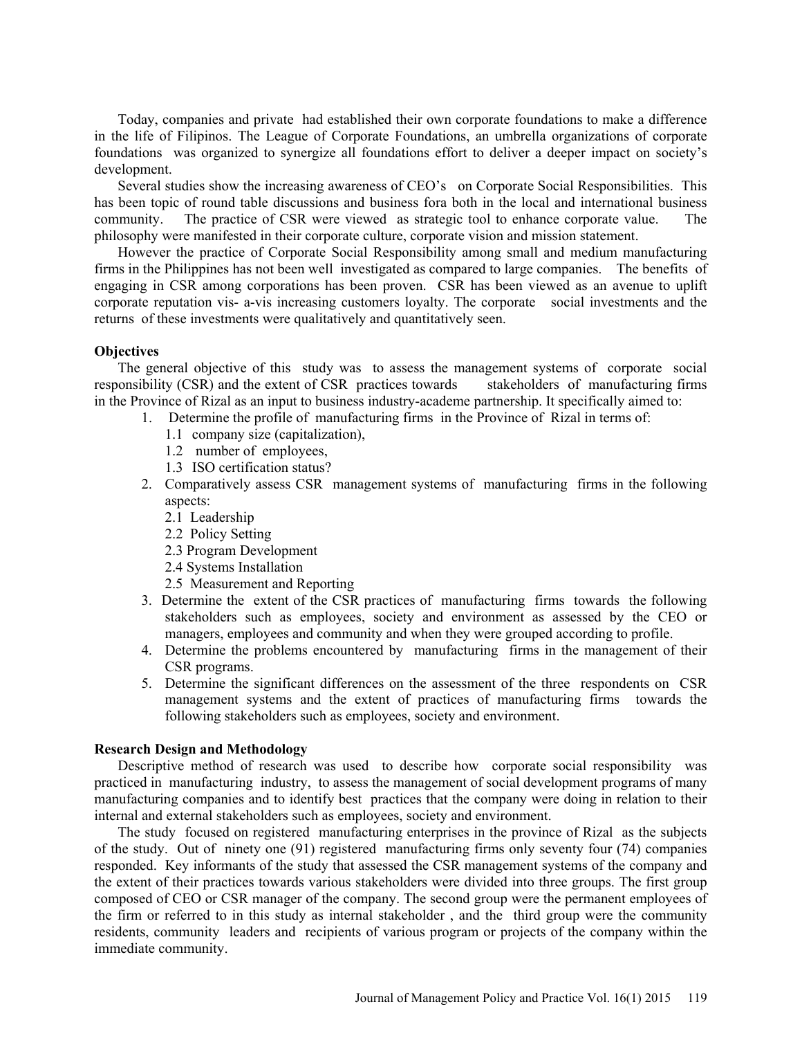Today, companies and private had established their own corporate foundations to make a difference in the life of Filipinos. The League of Corporate Foundations, an umbrella organizations of corporate foundations was organized to synergize all foundations effort to deliver a deeper impact on society's development.

Several studies show the increasing awareness of CEO's on Corporate Social Responsibilities. This has been topic of round table discussions and business fora both in the local and international business community. The practice of CSR were viewed as strategic tool to enhance corporate value. The philosophy were manifested in their corporate culture, corporate vision and mission statement.

However the practice of Corporate Social Responsibility among small and medium manufacturing firms in the Philippines has not been well investigated as compared to large companies. The benefits of engaging in CSR among corporations has been proven. CSR has been viewed as an avenue to uplift corporate reputation vis- a-vis increasing customers loyalty. The corporate social investments and the returns of these investments were qualitatively and quantitatively seen.

**Objectives**

The general objective of this study was to assess the management systems of corporate social responsibility (CSR) and the extent of CSR practices towards stakeholders of manufacturing firms in the Province of Rizal as an input to business industry-academe partnership. It specifically aimed to:

1. Determine the profile of manufacturing firms in the Province of Rizal in terms of:
   - 1.1 company size (capitalization),
   - 1.2 number of employees,
   - 1.3 ISO certification status?
2. Comparatively assess CSR management systems of manufacturing firms in the following aspects:
   - 2.1 Leadership
   - 2.2 Policy Setting
   - 2.3 Program Development
   - 2.4 Systems Installation
   - 2.5 Measurement and Reporting
3. Determine the extent of the CSR practices of manufacturing firms towards the following stakeholders such as employees, society and environment as assessed by the CEO or managers, employees and community and when they were grouped according to profile.
4. Determine the problems encountered by manufacturing firms in the management of their CSR programs.
5. Determine the significant differences on the assessment of the three respondents on CSR management systems and the extent of practices of manufacturing firms towards the following stakeholders such as employees, society and environment.

**Research Design and Methodology**

Descriptive method of research was used to describe how corporate social responsibility was practiced in manufacturing industry, to assess the management of social development programs of many manufacturing companies and to identify best practices that the company were doing in relation to their internal and external stakeholders such as employees, society and environment.

The study focused on registered manufacturing enterprises in the province of Rizal as the subjects of the study. Out of ninety one (91) registered manufacturing firms only seventy four (74) companies responded. Key informants of the study that assessed the CSR management systems of the company and the extent of their practices towards various stakeholders were divided into three groups. The first group composed of CEO or CSR manager of the company. The second group were the permanent employees of the firm or referred to in this study as internal stakeholder , and the third group were the community residents, community leaders and recipients of various program or projects of the company within the immediate community.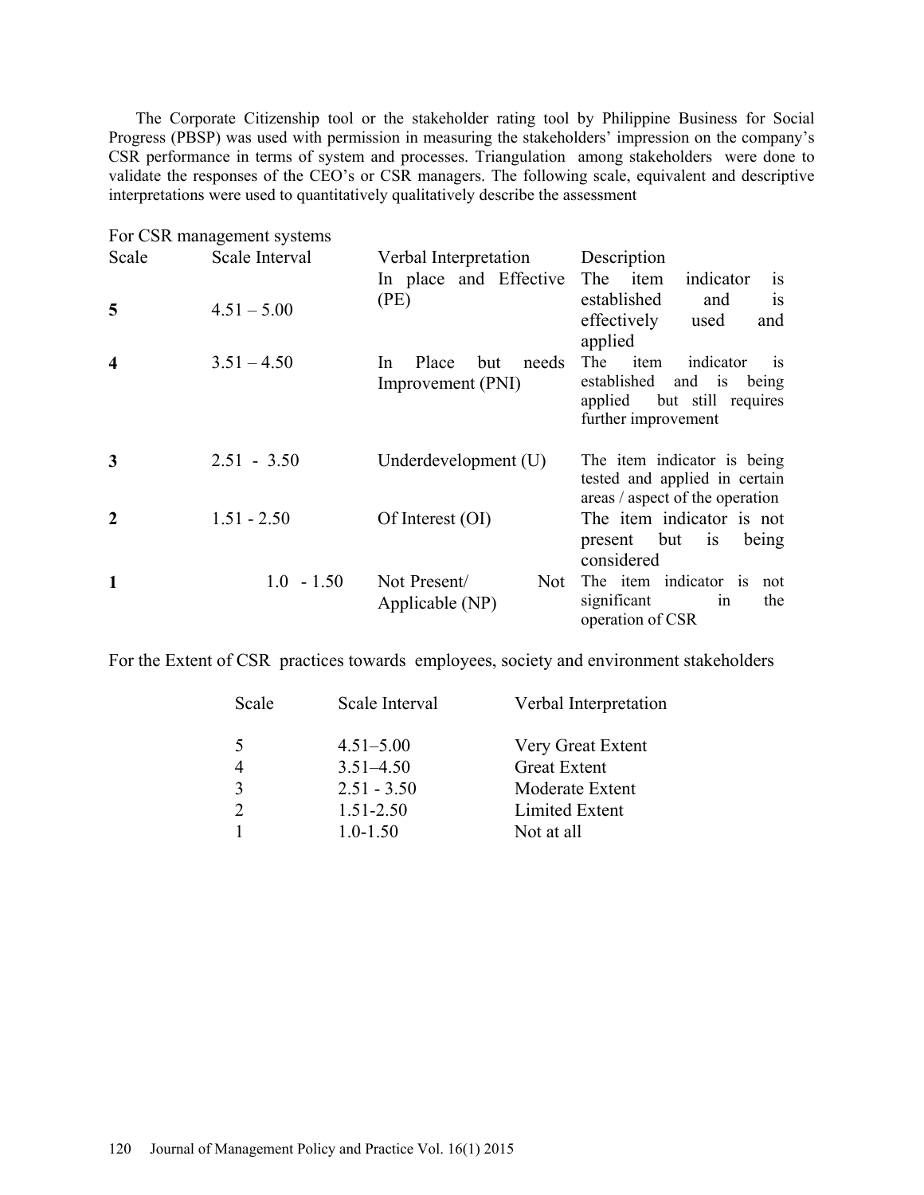The Corporate Citizenship tool or the stakeholder rating tool by Philippine Business for Social Progress (PBSP) was used with permission in measuring the stakeholders' impression on the company's CSR performance in terms of system and processes. Triangulation among stakeholders were done to validate the responses of the CEO's or CSR managers. The following scale, equivalent and descriptive interpretations were used to quantitatively qualitatively describe the assessment

For CSR management systems

| Scale | Scale Interval | Verbal Interpretation | Description |
|---|---|---|---|
| **5** | 4.51 – 5.00 | In place and Effective (PE) | The item indicator is established and is effectively used and applied |
| **4** | 3.51 – 4.50 | In Place but needs Improvement (PNI) | The item indicator is established and is being applied but still requires further improvement |
| **3** | 2.51 - 3.50 | Underdevelopment (U) | The item indicator is being tested and applied in certain areas / aspect of the operation |
| **2** | 1.51 - 2.50 | Of Interest (OI) | The item indicator is not present but is being considered |
| **1** | 1.0 - 1.50 | Not Present/ Not Applicable (NP) | The item indicator is not significant in the operation of CSR |

For the Extent of CSR practices towards employees, society and environment stakeholders

| Scale | Scale Interval | Verbal Interpretation |
|---|---|---|
| 5 | 4.51–5.00 | Very Great Extent |
| 4 | 3.51–4.50 | Great Extent |
| 3 | 2.51 - 3.50 | Moderate Extent |
| 2 | 1.51-2.50 | Limited Extent |
| 1 | 1.0-1.50 | Not at all |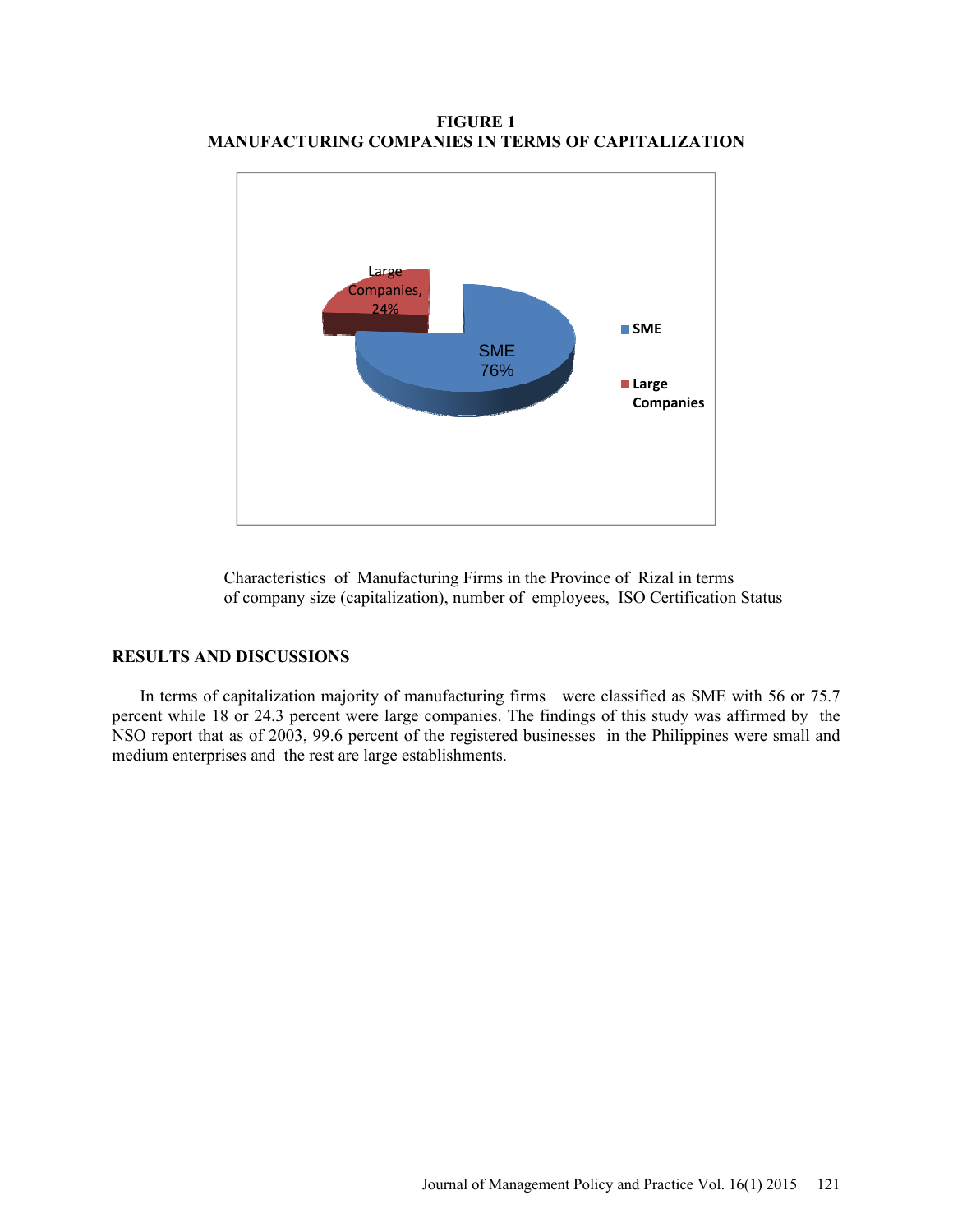**FIGURE 1**
**MANUFACTURING COMPANIES IN TERMS OF CAPITALIZATION**

Characteristics of Manufacturing Firms in the Province of Rizal in terms of company size (capitalization), number of employees, ISO Certification Status

## RESULTS AND DISCUSSIONS

In terms of capitalization majority of manufacturing firms were classified as SME with 56 or 75.7 percent while 18 or 24.3 percent were large companies. The findings of this study was affirmed by the NSO report that as of 2003, 99.6 percent of the registered businesses in the Philippines were small and medium enterprises and the rest are large establishments.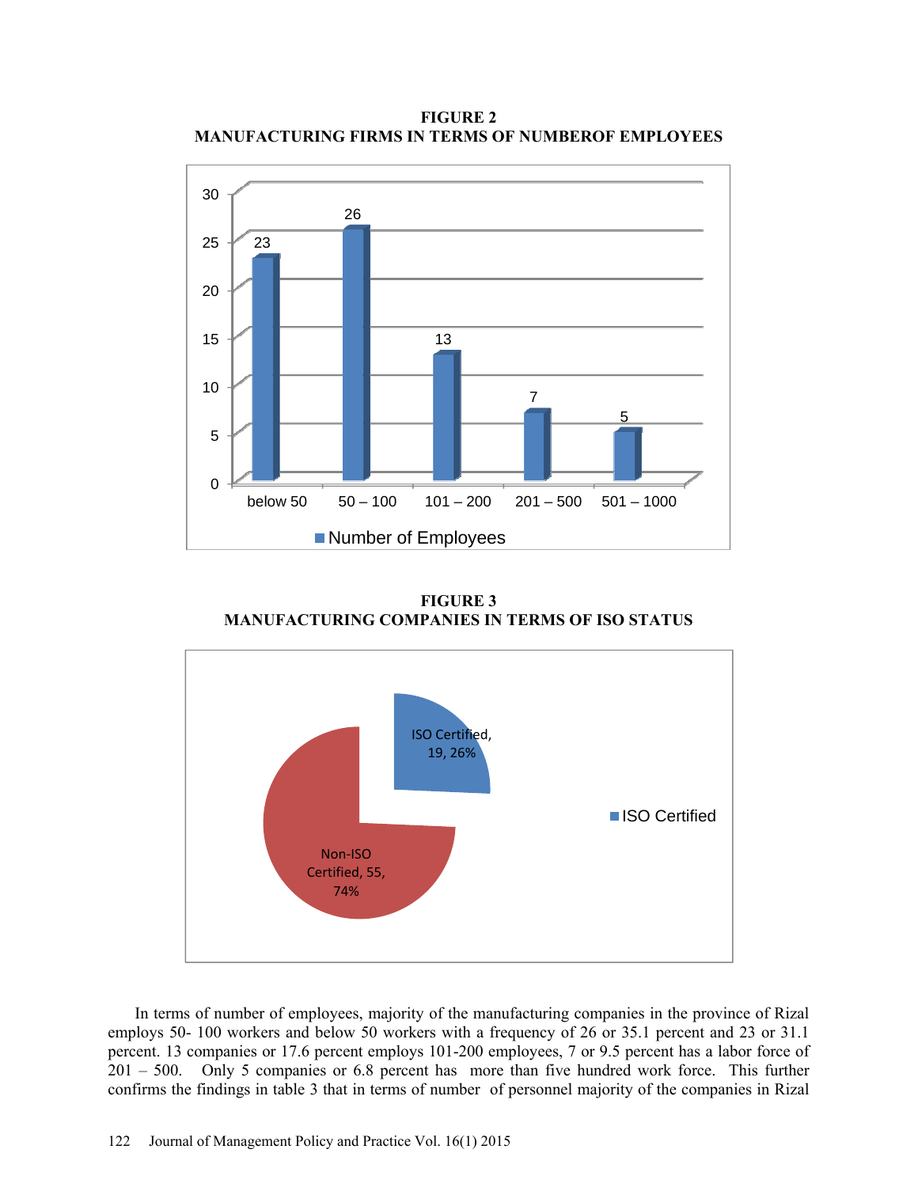**FIGURE 2**
**MANUFACTURING FIRMS IN TERMS OF NUMBEROF EMPLOYEES**

**FIGURE 3**
**MANUFACTURING COMPANIES IN TERMS OF ISO STATUS**

In terms of number of employees, majority of the manufacturing companies in the province of Rizal employs 50- 100 workers and below 50 workers with a frequency of 26 or 35.1 percent and 23 or 31.1 percent. 13 companies or 17.6 percent employs 101-200 employees, 7 or 9.5 percent has a labor force of 201 – 500. Only 5 companies or 6.8 percent has more than five hundred work force. This further confirms the findings in table 3 that in terms of number of personnel majority of the companies in Rizal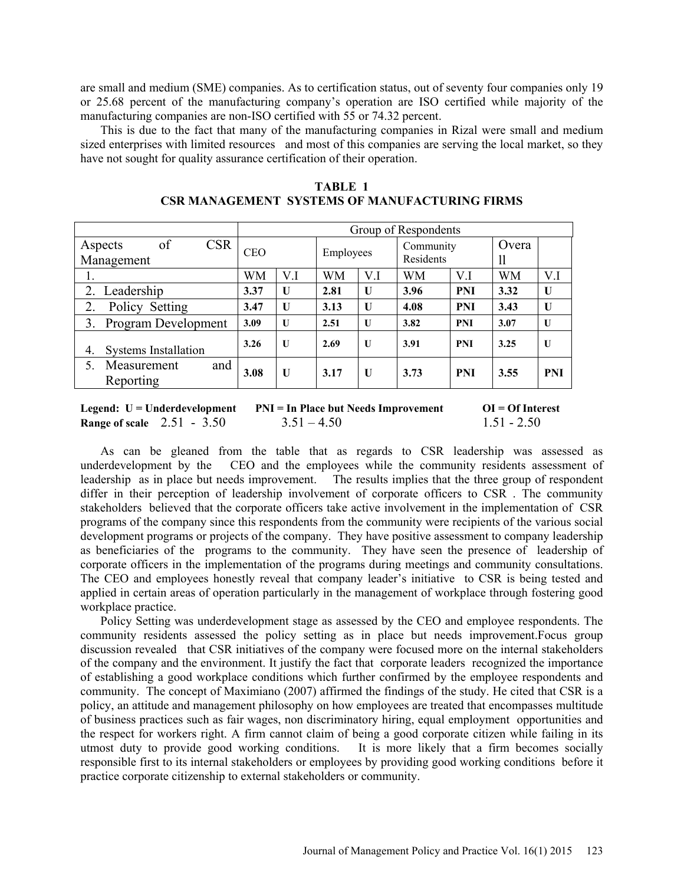are small and medium (SME) companies. As to certification status, out of seventy four companies only 19 or 25.68 percent of the manufacturing company's operation are ISO certified while majority of the manufacturing companies are non-ISO certified with 55 or 74.32 percent.

This is due to the fact that many of the manufacturing companies in Rizal were small and medium sized enterprises with limited resources and most of this companies are serving the local market, so they have not sought for quality assurance certification of their operation.

**TABLE 1**
**CSR MANAGEMENT SYSTEMS OF MANUFACTURING FIRMS**

| | Group of Respondents | | | | | | | |
|---|---|---|---|---|---|---|---|---|
| Aspects of CSR Management | CEO | | Employees | | Community Residents | | Overall | |
| 1. | WM | V.I | WM | V.I | WM | V.I | WM | V.I |
| 2. Leadership | **3.37** | **U** | **2.81** | **U** | **3.96** | **PNI** | **3.32** | **U** |
| 2. Policy Setting | **3.47** | **U** | **3.13** | **U** | **4.08** | **PNI** | **3.43** | **U** |
| 3. Program Development | **3.09** | **U** | **2.51** | **U** | **3.82** | **PNI** | **3.07** | **U** |
| 4. Systems Installation | **3.26** | **U** | **2.69** | **U** | **3.91** | **PNI** | **3.25** | **U** |
| 5. Measurement and Reporting | **3.08** | **U** | **3.17** | **U** | **3.73** | **PNI** | **3.55** | **PNI** |

**Legend: U = Underdevelopment** **PNI = In Place but Needs Improvement** **OI = Of Interest**
**Range of scale** 2.51 - 3.50 3.51 – 4.50 1.51 - 2.50

As can be gleaned from the table that as regards to CSR leadership was assessed as underdevelopment by the CEO and the employees while the community residents assessment of leadership as in place but needs improvement. The results implies that the three group of respondent differ in their perception of leadership involvement of corporate officers to CSR . The community stakeholders believed that the corporate officers take active involvement in the implementation of CSR programs of the company since this respondents from the community were recipients of the various social development programs or projects of the company. They have positive assessment to company leadership as beneficiaries of the programs to the community. They have seen the presence of leadership of corporate officers in the implementation of the programs during meetings and community consultations. The CEO and employees honestly reveal that company leader's initiative to CSR is being tested and applied in certain areas of operation particularly in the management of workplace through fostering good workplace practice.

Policy Setting was underdevelopment stage as assessed by the CEO and employee respondents. The community residents assessed the policy setting as in place but needs improvement.Focus group discussion revealed that CSR initiatives of the company were focused more on the internal stakeholders of the company and the environment. It justify the fact that corporate leaders recognized the importance of establishing a good workplace conditions which further confirmed by the employee respondents and community. The concept of Maximiano (2007) affirmed the findings of the study. He cited that CSR is a policy, an attitude and management philosophy on how employees are treated that encompasses multitude of business practices such as fair wages, non discriminatory hiring, equal employment opportunities and the respect for workers right. A firm cannot claim of being a good corporate citizen while failing in its utmost duty to provide good working conditions. It is more likely that a firm becomes socially responsible first to its internal stakeholders or employees by providing good working conditions before it practice corporate citizenship to external stakeholders or community.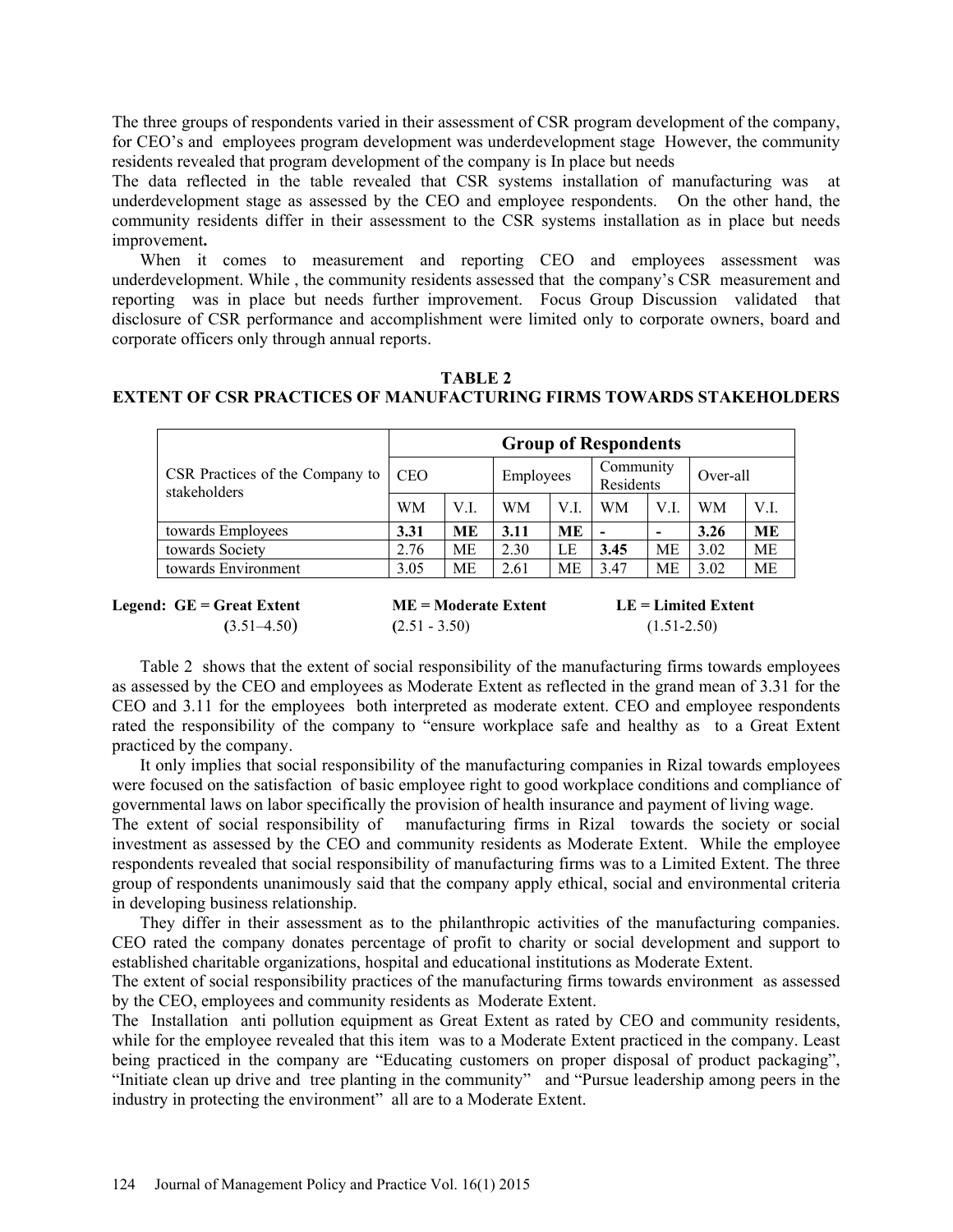The three groups of respondents varied in their assessment of CSR program development of the company, for CEO's and employees program development was underdevelopment stage However, the community residents revealed that program development of the company is In place but needs

The data reflected in the table revealed that CSR systems installation of manufacturing was at underdevelopment stage as assessed by the CEO and employee respondents. On the other hand, the community residents differ in their assessment to the CSR systems installation as in place but needs improvement**.**

When it comes to measurement and reporting CEO and employees assessment was underdevelopment. While , the community residents assessed that the company's CSR measurement and reporting was in place but needs further improvement. Focus Group Discussion validated that disclosure of CSR performance and accomplishment were limited only to corporate owners, board and corporate officers only through annual reports.

**TABLE 2**
**EXTENT OF CSR PRACTICES OF MANUFACTURING FIRMS TOWARDS STAKEHOLDERS**

| CSR Practices of the Company to stakeholders | **Group of Respondents** | | | | | | | |
|---|---|---|---|---|---|---|---|---|
| | CEO | | Employees | | Community Residents | | Over-all | |
| | WM | V.I. | WM | V.I. | WM | V.I. | WM | V.I. |
| towards Employees | **3.31** | **ME** | **3.11** | **ME** | **-** | **-** | **3.26** | **ME** |
| towards Society | 2.76 | ME | 2.30 | LE | **3.45** | ME | 3.02 | ME |
| towards Environment | 3.05 | ME | 2.61 | ME | 3.47 | ME | 3.02 | ME |

**Legend: GE = Great Extent** (3.51–4.50) **ME = Moderate Extent** (2.51 - 3.50) **LE = Limited Extent** (1.51-2.50)

Table 2 shows that the extent of social responsibility of the manufacturing firms towards employees as assessed by the CEO and employees as Moderate Extent as reflected in the grand mean of 3.31 for the CEO and 3.11 for the employees both interpreted as moderate extent. CEO and employee respondents rated the responsibility of the company to "ensure workplace safe and healthy as to a Great Extent practiced by the company.

It only implies that social responsibility of the manufacturing companies in Rizal towards employees were focused on the satisfaction of basic employee right to good workplace conditions and compliance of governmental laws on labor specifically the provision of health insurance and payment of living wage.

The extent of social responsibility of manufacturing firms in Rizal towards the society or social investment as assessed by the CEO and community residents as Moderate Extent. While the employee respondents revealed that social responsibility of manufacturing firms was to a Limited Extent. The three group of respondents unanimously said that the company apply ethical, social and environmental criteria in developing business relationship.

They differ in their assessment as to the philanthropic activities of the manufacturing companies. CEO rated the company donates percentage of profit to charity or social development and support to established charitable organizations, hospital and educational institutions as Moderate Extent.

The extent of social responsibility practices of the manufacturing firms towards environment as assessed by the CEO, employees and community residents as Moderate Extent.

The Installation anti pollution equipment as Great Extent as rated by CEO and community residents, while for the employee revealed that this item was to a Moderate Extent practiced in the company. Least being practiced in the company are "Educating customers on proper disposal of product packaging", "Initiate clean up drive and tree planting in the community" and "Pursue leadership among peers in the industry in protecting the environment" all are to a Moderate Extent.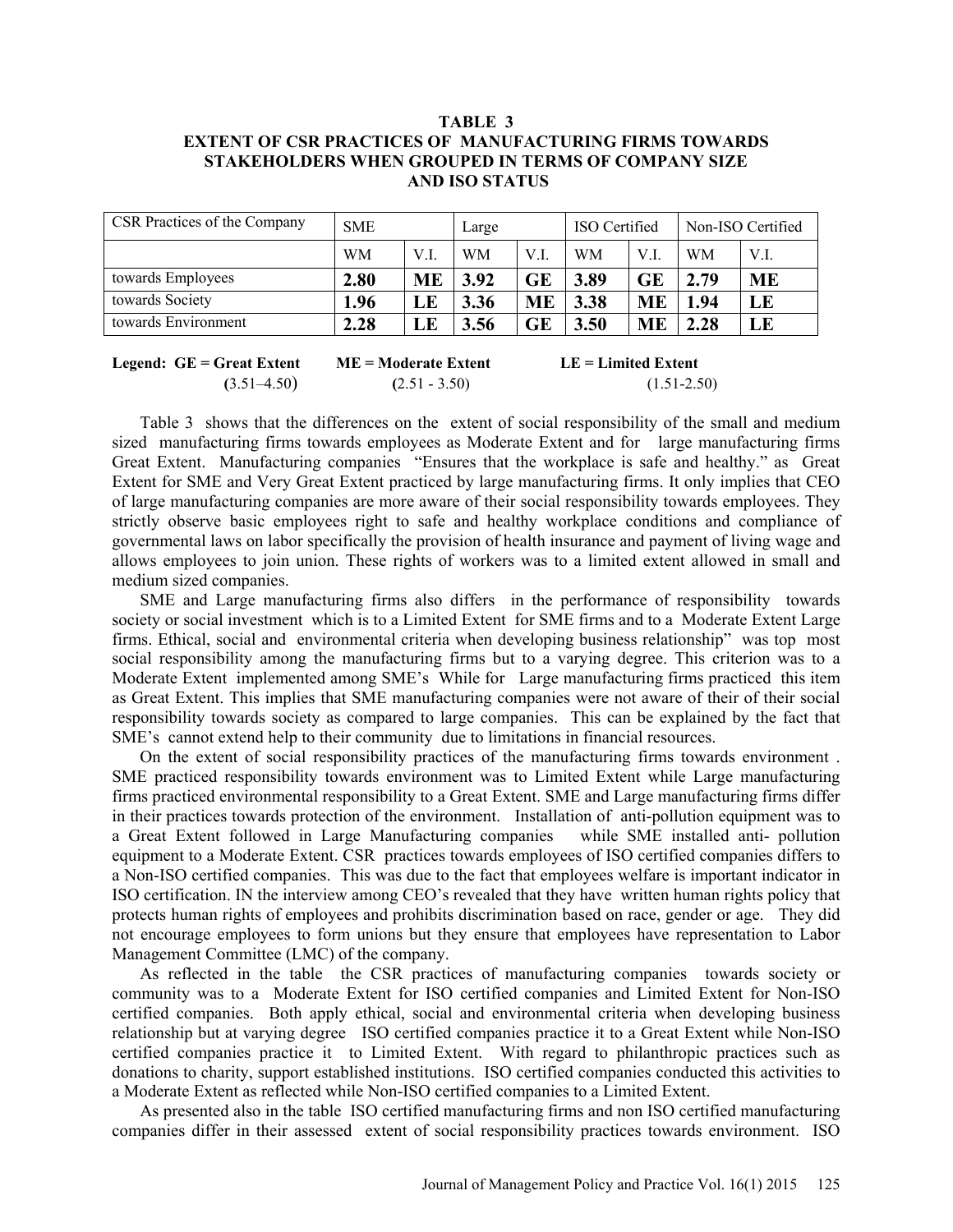**TABLE 3**
**EXTENT OF CSR PRACTICES OF MANUFACTURING FIRMS TOWARDS STAKEHOLDERS WHEN GROUPED IN TERMS OF COMPANY SIZE AND ISO STATUS**

| CSR Practices of the Company | SME | | Large | | ISO Certified | | Non-ISO Certified | |
|---|---|---|---|---|---|---|---|---|
| | WM | V.I. | WM | V.I. | WM | V.I. | WM | V.I. |
| towards Employees | **2.80** | **ME** | **3.92** | **GE** | **3.89** | **GE** | **2.79** | **ME** |
| towards Society | **1.96** | **LE** | **3.36** | **ME** | **3.38** | **ME** | **1.94** | **LE** |
| towards Environment | **2.28** | **LE** | **3.56** | **GE** | **3.50** | **ME** | **2.28** | **LE** |

**Legend: GE = Great Extent** (3.51–4.50) **ME = Moderate Extent** (2.51 - 3.50) **LE = Limited Extent** (1.51-2.50)

Table 3 shows that the differences on the extent of social responsibility of the small and medium sized manufacturing firms towards employees as Moderate Extent and for large manufacturing firms Great Extent. Manufacturing companies "Ensures that the workplace is safe and healthy." as Great Extent for SME and Very Great Extent practiced by large manufacturing firms. It only implies that CEO of large manufacturing companies are more aware of their social responsibility towards employees. They strictly observe basic employees right to safe and healthy workplace conditions and compliance of governmental laws on labor specifically the provision of health insurance and payment of living wage and allows employees to join union. These rights of workers was to a limited extent allowed in small and medium sized companies.

SME and Large manufacturing firms also differs in the performance of responsibility towards society or social investment which is to a Limited Extent for SME firms and to a Moderate Extent Large firms. Ethical, social and environmental criteria when developing business relationship" was top most social responsibility among the manufacturing firms but to a varying degree. This criterion was to a Moderate Extent implemented among SME's While for Large manufacturing firms practiced this item as Great Extent. This implies that SME manufacturing companies were not aware of their of their social responsibility towards society as compared to large companies. This can be explained by the fact that SME's cannot extend help to their community due to limitations in financial resources.

On the extent of social responsibility practices of the manufacturing firms towards environment . SME practiced responsibility towards environment was to Limited Extent while Large manufacturing firms practiced environmental responsibility to a Great Extent. SME and Large manufacturing firms differ in their practices towards protection of the environment. Installation of anti-pollution equipment was to a Great Extent followed in Large Manufacturing companies while SME installed anti- pollution equipment to a Moderate Extent. CSR practices towards employees of ISO certified companies differs to a Non-ISO certified companies. This was due to the fact that employees welfare is important indicator in ISO certification. IN the interview among CEO's revealed that they have written human rights policy that protects human rights of employees and prohibits discrimination based on race, gender or age. They did not encourage employees to form unions but they ensure that employees have representation to Labor Management Committee (LMC) of the company.

As reflected in the table the CSR practices of manufacturing companies towards society or community was to a Moderate Extent for ISO certified companies and Limited Extent for Non-ISO certified companies. Both apply ethical, social and environmental criteria when developing business relationship but at varying degree ISO certified companies practice it to a Great Extent while Non-ISO certified companies practice it to Limited Extent. With regard to philanthropic practices such as donations to charity, support established institutions. ISO certified companies conducted this activities to a Moderate Extent as reflected while Non-ISO certified companies to a Limited Extent.

As presented also in the table ISO certified manufacturing firms and non ISO certified manufacturing companies differ in their assessed extent of social responsibility practices towards environment. ISO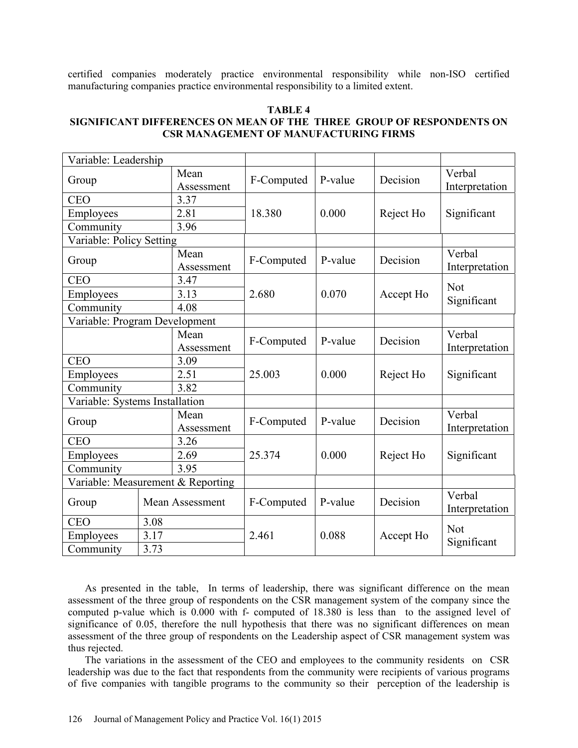certified companies moderately practice environmental responsibility while non-ISO certified manufacturing companies practice environmental responsibility to a limited extent.

**TABLE 4**
**SIGNIFICANT DIFFERENCES ON MEAN OF THE THREE GROUP OF RESPONDENTS ON CSR MANAGEMENT OF MANUFACTURING FIRMS**

| Variable: Leadership | | | | | |
|---|---|---|---|---|---|
| Group | Mean Assessment | F-Computed | P-value | Decision | Verbal Interpretation |
| CEO | 3.37 | 18.380 | 0.000 | Reject Ho | Significant |
| Employees | 2.81 | | | | |
| Community | 3.96 | | | | |
| **Variable: Policy Setting** | | | | | |
| Group | Mean Assessment | F-Computed | P-value | Decision | Verbal Interpretation |
| CEO | 3.47 | 2.680 | 0.070 | Accept Ho | Not Significant |
| Employees | 3.13 | | | | |
| Community | 4.08 | | | | |
| **Variable: Program Development** | | | | | |
| | Mean Assessment | F-Computed | P-value | Decision | Verbal Interpretation |
| CEO | 3.09 | 25.003 | 0.000 | Reject Ho | Significant |
| Employees | 2.51 | | | | |
| Community | 3.82 | | | | |
| **Variable: Systems Installation** | | | | | |
| Group | Mean Assessment | F-Computed | P-value | Decision | Verbal Interpretation |
| CEO | 3.26 | 25.374 | 0.000 | Reject Ho | Significant |
| Employees | 2.69 | | | | |
| Community | 3.95 | | | | |
| **Variable: Measurement & Reporting** | | | | | |
| Group | Mean Assessment | F-Computed | P-value | Decision | Verbal Interpretation |
| CEO | 3.08 | 2.461 | 0.088 | Accept Ho | Not Significant |
| Employees | 3.17 | | | | |
| Community | 3.73 | | | | |

As presented in the table, In terms of leadership, there was significant difference on the mean assessment of the three group of respondents on the CSR management system of the company since the computed p-value which is 0.000 with f- computed of 18.380 is less than to the assigned level of significance of 0.05, therefore the null hypothesis that there was no significant differences on mean assessment of the three group of respondents on the Leadership aspect of CSR management system was thus rejected.

The variations in the assessment of the CEO and employees to the community residents on CSR leadership was due to the fact that respondents from the community were recipients of various programs of five companies with tangible programs to the community so their perception of the leadership is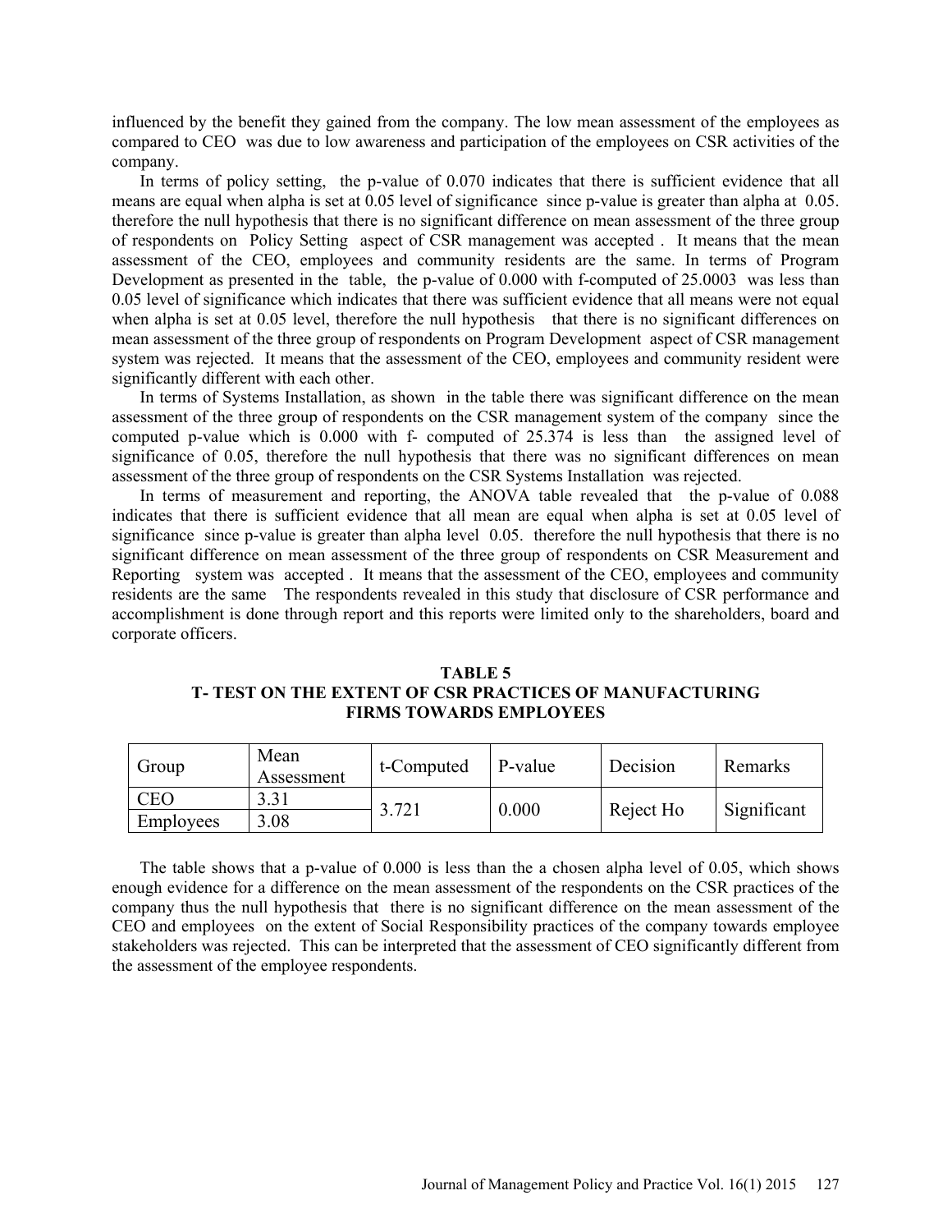influenced by the benefit they gained from the company. The low mean assessment of the employees as compared to CEO was due to low awareness and participation of the employees on CSR activities of the company.

In terms of policy setting, the p-value of 0.070 indicates that there is sufficient evidence that all means are equal when alpha is set at 0.05 level of significance since p-value is greater than alpha at 0.05. therefore the null hypothesis that there is no significant difference on mean assessment of the three group of respondents on Policy Setting aspect of CSR management was accepted . It means that the mean assessment of the CEO, employees and community residents are the same. In terms of Program Development as presented in the table, the p-value of 0.000 with f-computed of 25.0003 was less than 0.05 level of significance which indicates that there was sufficient evidence that all means were not equal when alpha is set at 0.05 level, therefore the null hypothesis that there is no significant differences on mean assessment of the three group of respondents on Program Development aspect of CSR management system was rejected. It means that the assessment of the CEO, employees and community resident were significantly different with each other.

In terms of Systems Installation, as shown in the table there was significant difference on the mean assessment of the three group of respondents on the CSR management system of the company since the computed p-value which is 0.000 with f- computed of 25.374 is less than the assigned level of significance of 0.05, therefore the null hypothesis that there was no significant differences on mean assessment of the three group of respondents on the CSR Systems Installation was rejected.

In terms of measurement and reporting, the ANOVA table revealed that the p-value of 0.088 indicates that there is sufficient evidence that all mean are equal when alpha is set at 0.05 level of significance since p-value is greater than alpha level 0.05. therefore the null hypothesis that there is no significant difference on mean assessment of the three group of respondents on CSR Measurement and Reporting system was accepted . It means that the assessment of the CEO, employees and community residents are the same The respondents revealed in this study that disclosure of CSR performance and accomplishment is done through report and this reports were limited only to the shareholders, board and corporate officers.

**TABLE 5**
**T- TEST ON THE EXTENT OF CSR PRACTICES OF MANUFACTURING FIRMS TOWARDS EMPLOYEES**

| Group | Mean Assessment | t-Computed | P-value | Decision | Remarks |
|---|---|---|---|---|---|
| CEO | 3.31 | 3.721 | 0.000 | Reject Ho | Significant |
| Employees | 3.08 | | | | |

The table shows that a p-value of 0.000 is less than the a chosen alpha level of 0.05, which shows enough evidence for a difference on the mean assessment of the respondents on the CSR practices of the company thus the null hypothesis that there is no significant difference on the mean assessment of the CEO and employees on the extent of Social Responsibility practices of the company towards employee stakeholders was rejected. This can be interpreted that the assessment of CEO significantly different from the assessment of the employee respondents.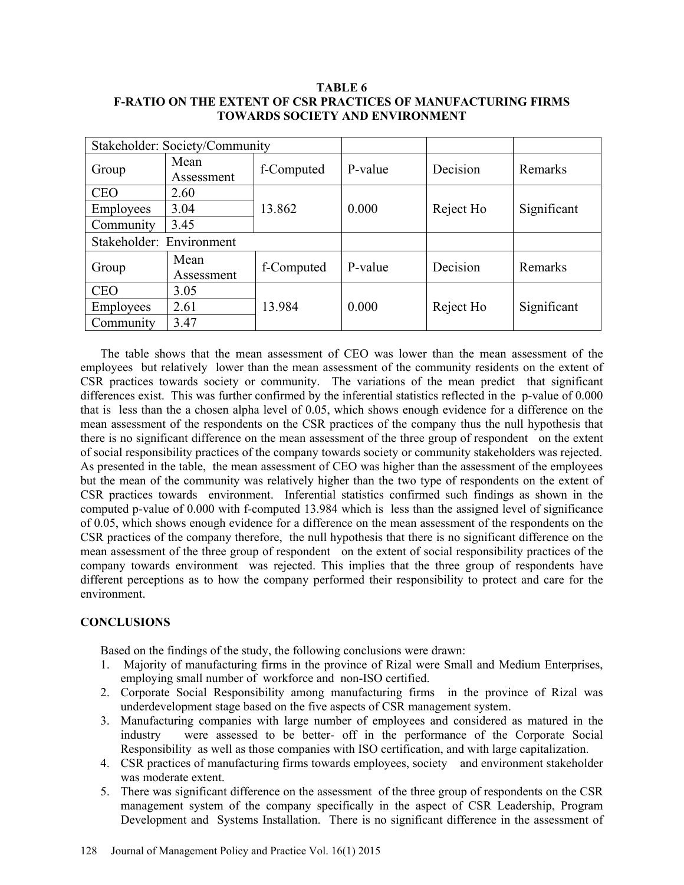**TABLE 6**
**F-RATIO ON THE EXTENT OF CSR PRACTICES OF MANUFACTURING FIRMS TOWARDS SOCIETY AND ENVIRONMENT**

| Stakeholder: Society/Community | | | | | |
|---|---|---|---|---|---|
| Group | Mean Assessment | f-Computed | P-value | Decision | Remarks |
| CEO | 2.60 | 13.862 | 0.000 | Reject Ho | Significant |
| Employees | 3.04 | | | | |
| Community | 3.45 | | | | |
| Stakeholder: Environment | | | | | |
| Group | Mean Assessment | f-Computed | P-value | Decision | Remarks |
| CEO | 3.05 | 13.984 | 0.000 | Reject Ho | Significant |
| Employees | 2.61 | | | | |
| Community | 3.47 | | | | |

The table shows that the mean assessment of CEO was lower than the mean assessment of the employees but relatively lower than the mean assessment of the community residents on the extent of CSR practices towards society or community. The variations of the mean predict that significant differences exist. This was further confirmed by the inferential statistics reflected in the p-value of 0.000 that is less than the a chosen alpha level of 0.05, which shows enough evidence for a difference on the mean assessment of the respondents on the CSR practices of the company thus the null hypothesis that there is no significant difference on the mean assessment of the three group of respondent on the extent of social responsibility practices of the company towards society or community stakeholders was rejected. As presented in the table, the mean assessment of CEO was higher than the assessment of the employees but the mean of the community was relatively higher than the two type of respondents on the extent of CSR practices towards environment. Inferential statistics confirmed such findings as shown in the computed p-value of 0.000 with f-computed 13.984 which is less than the assigned level of significance of 0.05, which shows enough evidence for a difference on the mean assessment of the respondents on the CSR practices of the company therefore, the null hypothesis that there is no significant difference on the mean assessment of the three group of respondent on the extent of social responsibility practices of the company towards environment was rejected. This implies that the three group of respondents have different perceptions as to how the company performed their responsibility to protect and care for the environment.

## CONCLUSIONS

Based on the findings of the study, the following conclusions were drawn:

1. Majority of manufacturing firms in the province of Rizal were Small and Medium Enterprises, employing small number of workforce and non-ISO certified.
2. Corporate Social Responsibility among manufacturing firms in the province of Rizal was underdevelopment stage based on the five aspects of CSR management system.
3. Manufacturing companies with large number of employees and considered as matured in the industry were assessed to be better- off in the performance of the Corporate Social Responsibility as well as those companies with ISO certification, and with large capitalization.
4. CSR practices of manufacturing firms towards employees, society and environment stakeholder was moderate extent.
5. There was significant difference on the assessment of the three group of respondents on the CSR management system of the company specifically in the aspect of CSR Leadership, Program Development and Systems Installation. There is no significant difference in the assessment of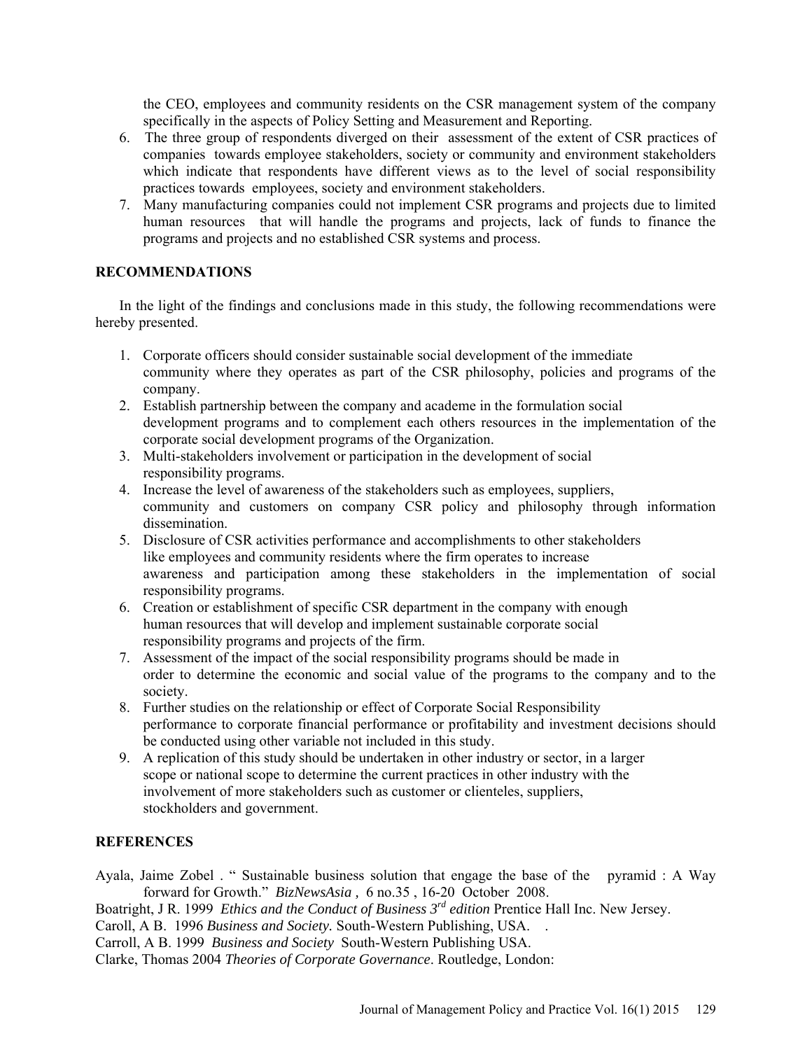the CEO, employees and community residents on the CSR management system of the company specifically in the aspects of Policy Setting and Measurement and Reporting.

6. The three group of respondents diverged on their assessment of the extent of CSR practices of companies towards employee stakeholders, society or community and environment stakeholders which indicate that respondents have different views as to the level of social responsibility practices towards employees, society and environment stakeholders.
7. Many manufacturing companies could not implement CSR programs and projects due to limited human resources that will handle the programs and projects, lack of funds to finance the programs and projects and no established CSR systems and process.

## RECOMMENDATIONS

In the light of the findings and conclusions made in this study, the following recommendations were hereby presented.

1. Corporate officers should consider sustainable social development of the immediate community where they operates as part of the CSR philosophy, policies and programs of the company.
2. Establish partnership between the company and academe in the formulation social development programs and to complement each others resources in the implementation of the corporate social development programs of the Organization.
3. Multi-stakeholders involvement or participation in the development of social responsibility programs.
4. Increase the level of awareness of the stakeholders such as employees, suppliers, community and customers on company CSR policy and philosophy through information dissemination.
5. Disclosure of CSR activities performance and accomplishments to other stakeholders like employees and community residents where the firm operates to increase awareness and participation among these stakeholders in the implementation of social responsibility programs.
6. Creation or establishment of specific CSR department in the company with enough human resources that will develop and implement sustainable corporate social responsibility programs and projects of the firm.
7. Assessment of the impact of the social responsibility programs should be made in order to determine the economic and social value of the programs to the company and to the society.
8. Further studies on the relationship or effect of Corporate Social Responsibility performance to corporate financial performance or profitability and investment decisions should be conducted using other variable not included in this study.
9. A replication of this study should be undertaken in other industry or sector, in a larger scope or national scope to determine the current practices in other industry with the involvement of more stakeholders such as customer or clienteles, suppliers, stockholders and government.

## REFERENCES

Ayala, Jaime Zobel . " Sustainable business solution that engage the base of the pyramid : A Way forward for Growth." *BizNewsAsia ,* 6 no.35 , 16-20 October 2008.

Boatright, J R. 1999 *Ethics and the Conduct of Business 3rd edition* Prentice Hall Inc. New Jersey.

Caroll, A B. 1996 *Business and Society.* South-Western Publishing, USA. .

Carroll, A B. 1999 *Business and Society* South-Western Publishing USA.

Clarke, Thomas 2004 *Theories of Corporate Governance*. Routledge, London: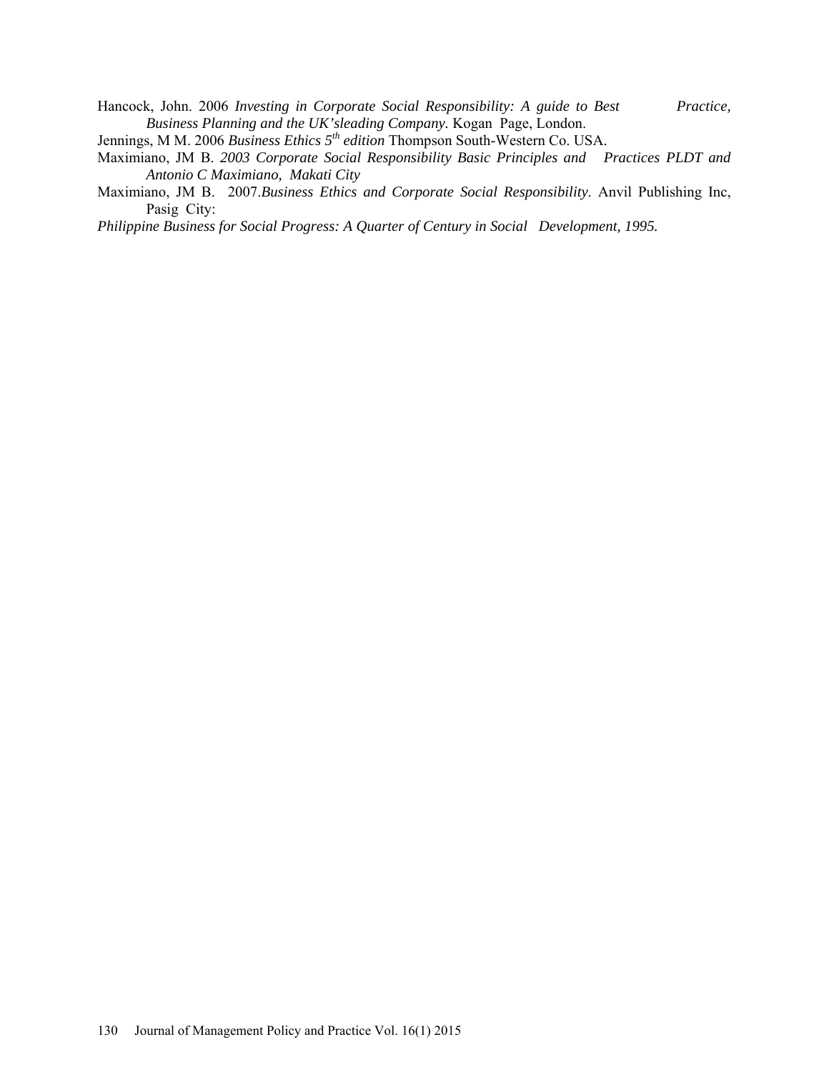Hancock, John. 2006 *Investing in Corporate Social Responsibility: A guide to Best Practice, Business Planning and the UK'sleading Company*. Kogan Page, London.

Jennings, M M. 2006 *Business Ethics 5th edition* Thompson South-Western Co. USA.

Maximiano, JM B. *2003 Corporate Social Responsibility Basic Principles and Practices PLDT and Antonio C Maximiano, Makati City*

Maximiano, JM B. 2007.*Business Ethics and Corporate Social Responsibility*. Anvil Publishing Inc, Pasig City:

*Philippine Business for Social Progress: A Quarter of Century in Social Development, 1995.*